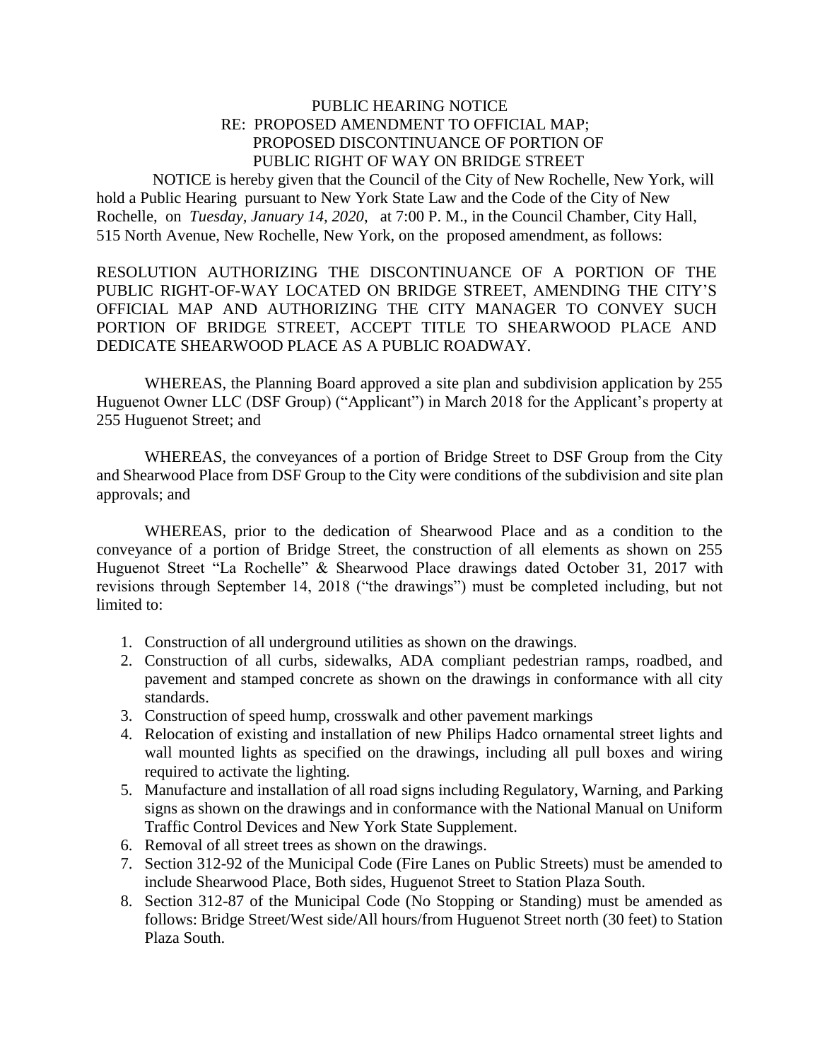# PUBLIC HEARING NOTICE
## RE: PROPOSED AMENDMENT TO OFFICIAL MAP; PROPOSED DISCONTINUANCE OF PORTION OF PUBLIC RIGHT OF WAY ON BRIDGE STREET

NOTICE is hereby given that the Council of the City of New Rochelle, New York, will hold a Public Hearing pursuant to New York State Law and the Code of the City of New Rochelle, on *Tuesday, January 14, 2020*, at 7:00 P. M., in the Council Chamber, City Hall, 515 North Avenue, New Rochelle, New York, on the proposed amendment, as follows:

RESOLUTION AUTHORIZING THE DISCONTINUANCE OF A PORTION OF THE PUBLIC RIGHT-OF-WAY LOCATED ON BRIDGE STREET, AMENDING THE CITY'S OFFICIAL MAP AND AUTHORIZING THE CITY MANAGER TO CONVEY SUCH PORTION OF BRIDGE STREET, ACCEPT TITLE TO SHEARWOOD PLACE AND DEDICATE SHEARWOOD PLACE AS A PUBLIC ROADWAY.

WHEREAS, the Planning Board approved a site plan and subdivision application by 255 Huguenot Owner LLC (DSF Group) ("Applicant") in March 2018 for the Applicant's property at 255 Huguenot Street; and

WHEREAS, the conveyances of a portion of Bridge Street to DSF Group from the City and Shearwood Place from DSF Group to the City were conditions of the subdivision and site plan approvals; and

WHEREAS, prior to the dedication of Shearwood Place and as a condition to the conveyance of a portion of Bridge Street, the construction of all elements as shown on 255 Huguenot Street "La Rochelle" & Shearwood Place drawings dated October 31, 2017 with revisions through September 14, 2018 ("the drawings") must be completed including, but not limited to:

1. Construction of all underground utilities as shown on the drawings.
2. Construction of all curbs, sidewalks, ADA compliant pedestrian ramps, roadbed, and pavement and stamped concrete as shown on the drawings in conformance with all city standards.
3. Construction of speed hump, crosswalk and other pavement markings
4. Relocation of existing and installation of new Philips Hadco ornamental street lights and wall mounted lights as specified on the drawings, including all pull boxes and wiring required to activate the lighting.
5. Manufacture and installation of all road signs including Regulatory, Warning, and Parking signs as shown on the drawings and in conformance with the National Manual on Uniform Traffic Control Devices and New York State Supplement.
6. Removal of all street trees as shown on the drawings.
7. Section 312-92 of the Municipal Code (Fire Lanes on Public Streets) must be amended to include Shearwood Place, Both sides, Huguenot Street to Station Plaza South.
8. Section 312-87 of the Municipal Code (No Stopping or Standing) must be amended as follows: Bridge Street/West side/All hours/from Huguenot Street north (30 feet) to Station Plaza South.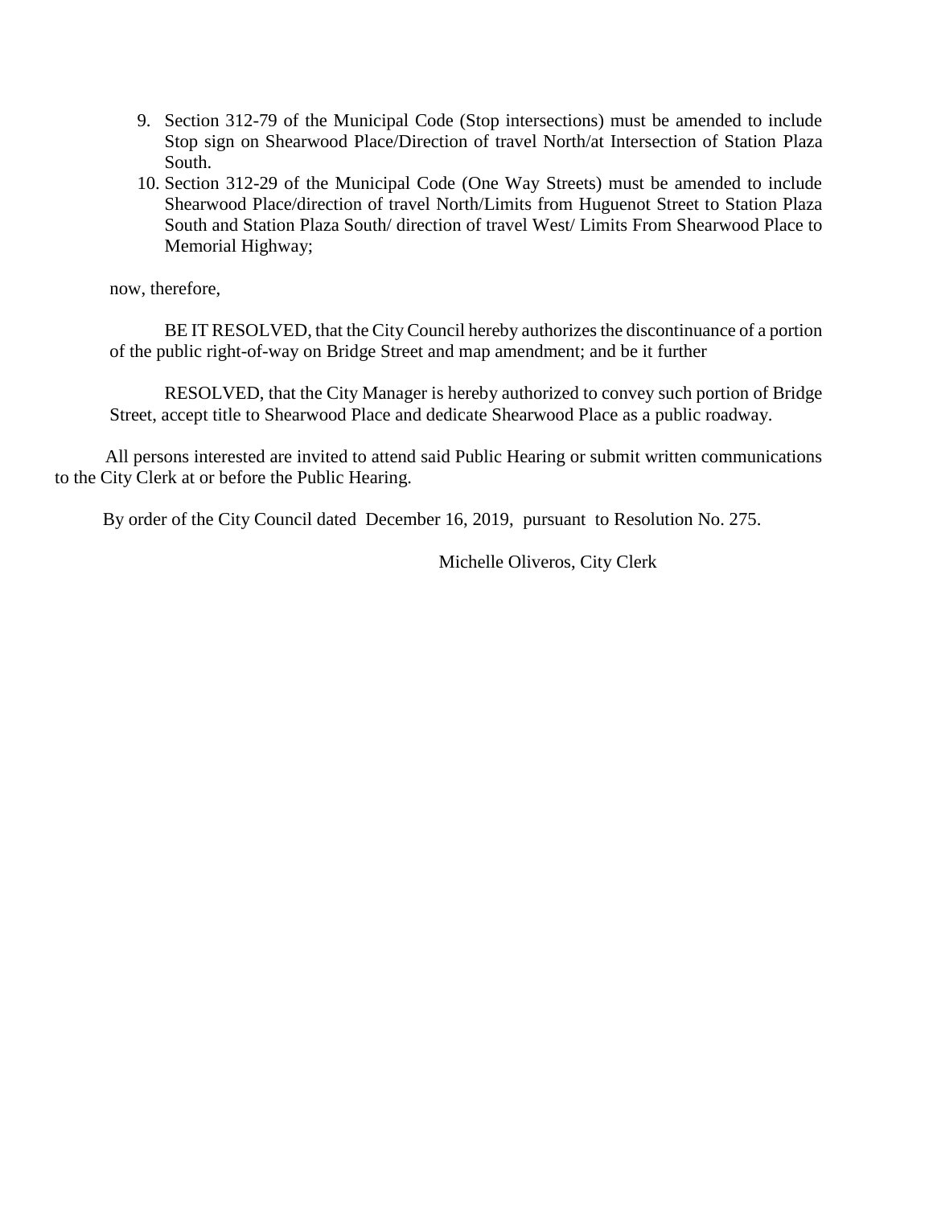9. Section 312-79 of the Municipal Code (Stop intersections) must be amended to include Stop sign on Shearwood Place/Direction of travel North/at Intersection of Station Plaza South.
10. Section 312-29 of the Municipal Code (One Way Streets) must be amended to include Shearwood Place/direction of travel North/Limits from Huguenot Street to Station Plaza South and Station Plaza South/ direction of travel West/ Limits From Shearwood Place to Memorial Highway;

now, therefore,

BE IT RESOLVED, that the City Council hereby authorizes the discontinuance of a portion of the public right-of-way on Bridge Street and map amendment; and be it further

RESOLVED, that the City Manager is hereby authorized to convey such portion of Bridge Street, accept title to Shearwood Place and dedicate Shearwood Place as a public roadway.

All persons interested are invited to attend said Public Hearing or submit written communications to the City Clerk at or before the Public Hearing.

By order of the City Council dated December 16, 2019, pursuant to Resolution No. 275.

Michelle Oliveros, City Clerk